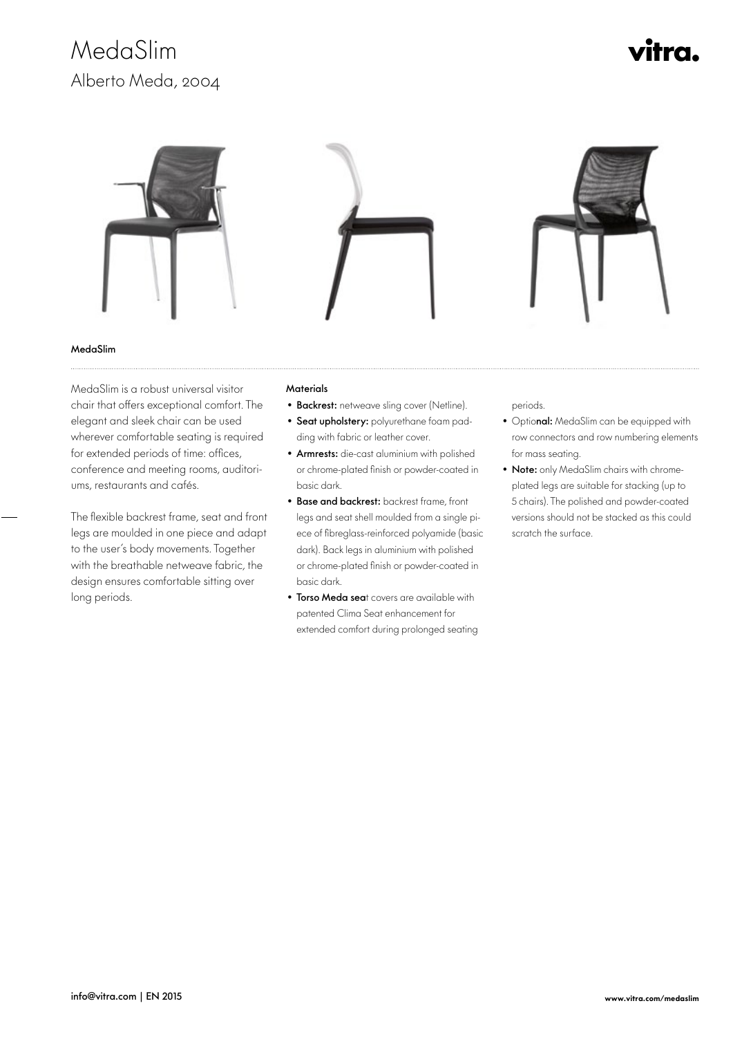# MedaSlim

## Alberto Meda, 2004

vitra.

**MedaSlim**

MedaSlim is a robust universal visitor chair that offers exceptional comfort. The elegant and sleek chair can be used wherever comfortable seating is required for extended periods of time: offices, conference and meeting rooms, auditoriums, restaurants and cafés.

The flexible backrest frame, seat and front legs are moulded in one piece and adapt to the user's body movements. Together with the breathable netweave fabric, the design ensures comfortable sitting over long periods.

**Materials**

- **Backrest:** netweave sling cover (Netline).
- **Seat upholstery:** polyurethane foam padding with fabric or leather cover.
- **Armrests:** die-cast aluminium with polished or chrome-plated finish or powder-coated in basic dark.
- **Base and backrest:** backrest frame, front legs and seat shell moulded from a single piece of fibreglass-reinforced polyamide (basic dark). Back legs in aluminium with polished or chrome-plated finish or powder-coated in basic dark.
- **Torso Meda sea**t covers are available with patented Clima Seat enhancement for extended comfort during prolonged seating periods.
- Optio**nal:** MedaSlim can be equipped with row connectors and row numbering elements for mass seating.
- **Note:** only MedaSlim chairs with chrome-plated legs are suitable for stacking (up to 5 chairs). The polished and powder-coated versions should not be stacked as this could scratch the surface.

info@vitra.com | EN 2015

www.vitra.com/medaslim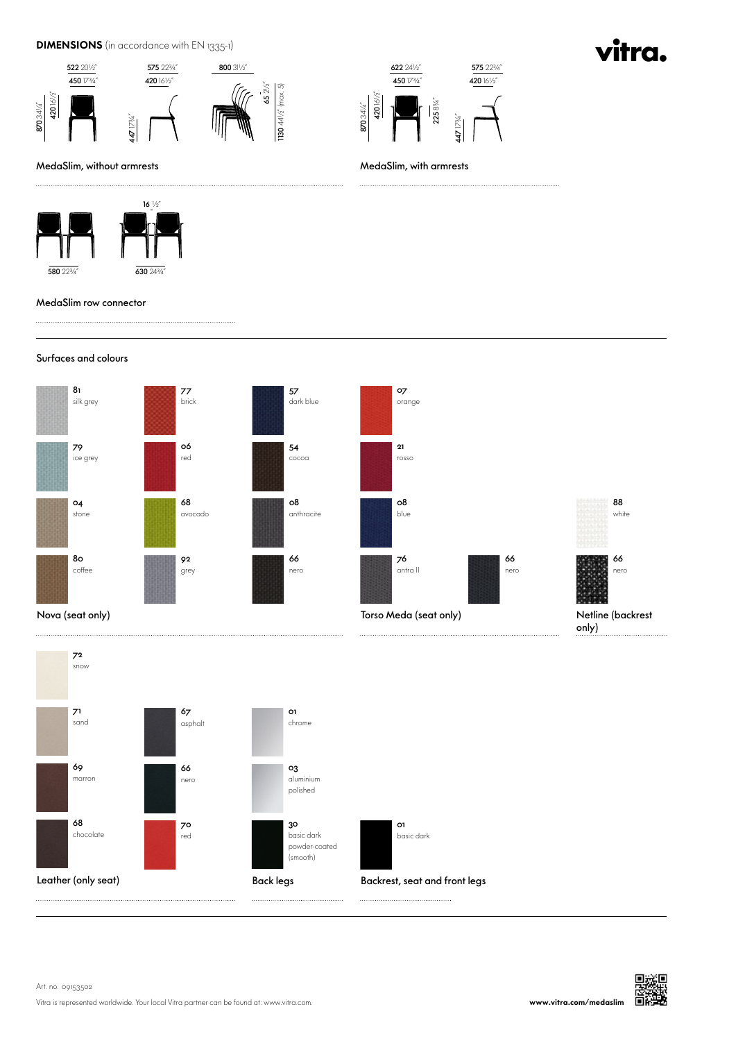**DIMENSIONS** (in accordance with EN 1335-1)

vitra.

522 20½"
450 17¾"
870 34¼"
420 16½"
575 22¾"
420 16½"
447 17¾"
800 31½"
65 2½"
1130 44½" (max. 5)

MedaSlim, without armrests

622 24½"
450 17¾"
870 34¼"
420 16½"
225 8¾"
575 22¾"
420 16½"
447 17¾"

MedaSlim, with armrests

16 ½"
580 22¾"
630 24¾"

MedaSlim row connector

Surfaces and colours

81 silk grey
79 ice grey
04 stone
80 coffee
77 brick
06 red
68 avocado
92 grey
57 dark blue
54 cocoa
08 anthracite
66 nero

Nova (seat only)

07 orange
21 rosso
08 blue
76 antra II
66 nero

Torso Meda (seat only)

88 white
66 nero

Netline (backrest only)

72 snow
71 sand
69 marron
68 chocolate
67 asphalt
66 nero
70 red

Leather (only seat)

01 chrome
03 aluminium polished
30 basic dark powder-coated (smooth)

Back legs

01 basic dark

Backrest, seat and front legs

Art. no. 09153502

Vitra is represented worldwide. Your local Vitra partner can be found at: www.vitra.com.

www.vitra.com/medaslim